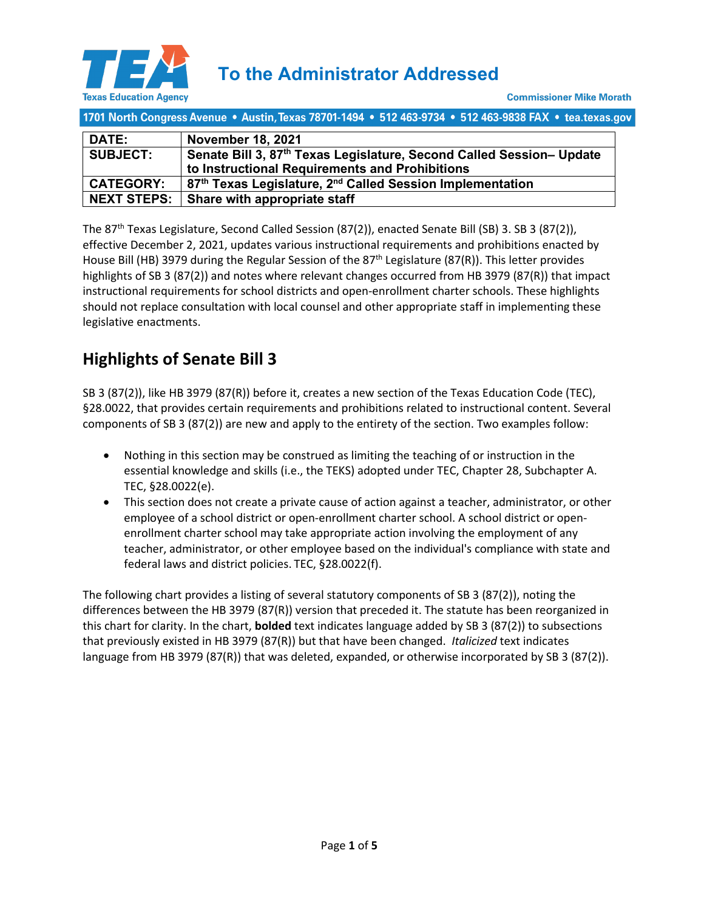# To the Administrator Addressed

Texas Education Agency

Commissioner Mike Morath

1701 North Congress Avenue • Austin, Texas 78701-1494 • 512 463-9734 • 512 463-9838 FAX • tea.texas.gov

| | |
|---|---|
| **DATE:** | **November 18, 2021** |
| **SUBJECT:** | **Senate Bill 3, 87th Texas Legislature, Second Called Session– Update to Instructional Requirements and Prohibitions** |
| **CATEGORY:** | **87th Texas Legislature, 2nd Called Session Implementation** |
| **NEXT STEPS:** | **Share with appropriate staff** |

The 87th Texas Legislature, Second Called Session (87(2)), enacted Senate Bill (SB) 3. SB 3 (87(2)), effective December 2, 2021, updates various instructional requirements and prohibitions enacted by House Bill (HB) 3979 during the Regular Session of the 87th Legislature (87(R)). This letter provides highlights of SB 3 (87(2)) and notes where relevant changes occurred from HB 3979 (87(R)) that impact instructional requirements for school districts and open-enrollment charter schools. These highlights should not replace consultation with local counsel and other appropriate staff in implementing these legislative enactments.

## Highlights of Senate Bill 3

SB 3 (87(2)), like HB 3979 (87(R)) before it, creates a new section of the Texas Education Code (TEC), §28.0022, that provides certain requirements and prohibitions related to instructional content. Several components of SB 3 (87(2)) are new and apply to the entirety of the section. Two examples follow:

- Nothing in this section may be construed as limiting the teaching of or instruction in the essential knowledge and skills (i.e., the TEKS) adopted under TEC, Chapter 28, Subchapter A. TEC, §28.0022(e).
- This section does not create a private cause of action against a teacher, administrator, or other employee of a school district or open-enrollment charter school. A school district or open-enrollment charter school may take appropriate action involving the employment of any teacher, administrator, or other employee based on the individual's compliance with state and federal laws and district policies. TEC, §28.0022(f).

The following chart provides a listing of several statutory components of SB 3 (87(2)), noting the differences between the HB 3979 (87(R)) version that preceded it. The statute has been reorganized in this chart for clarity. In the chart, **bolded** text indicates language added by SB 3 (87(2)) to subsections that previously existed in HB 3979 (87(R)) but that have been changed. *Italicized* text indicates language from HB 3979 (87(R)) that was deleted, expanded, or otherwise incorporated by SB 3 (87(2)).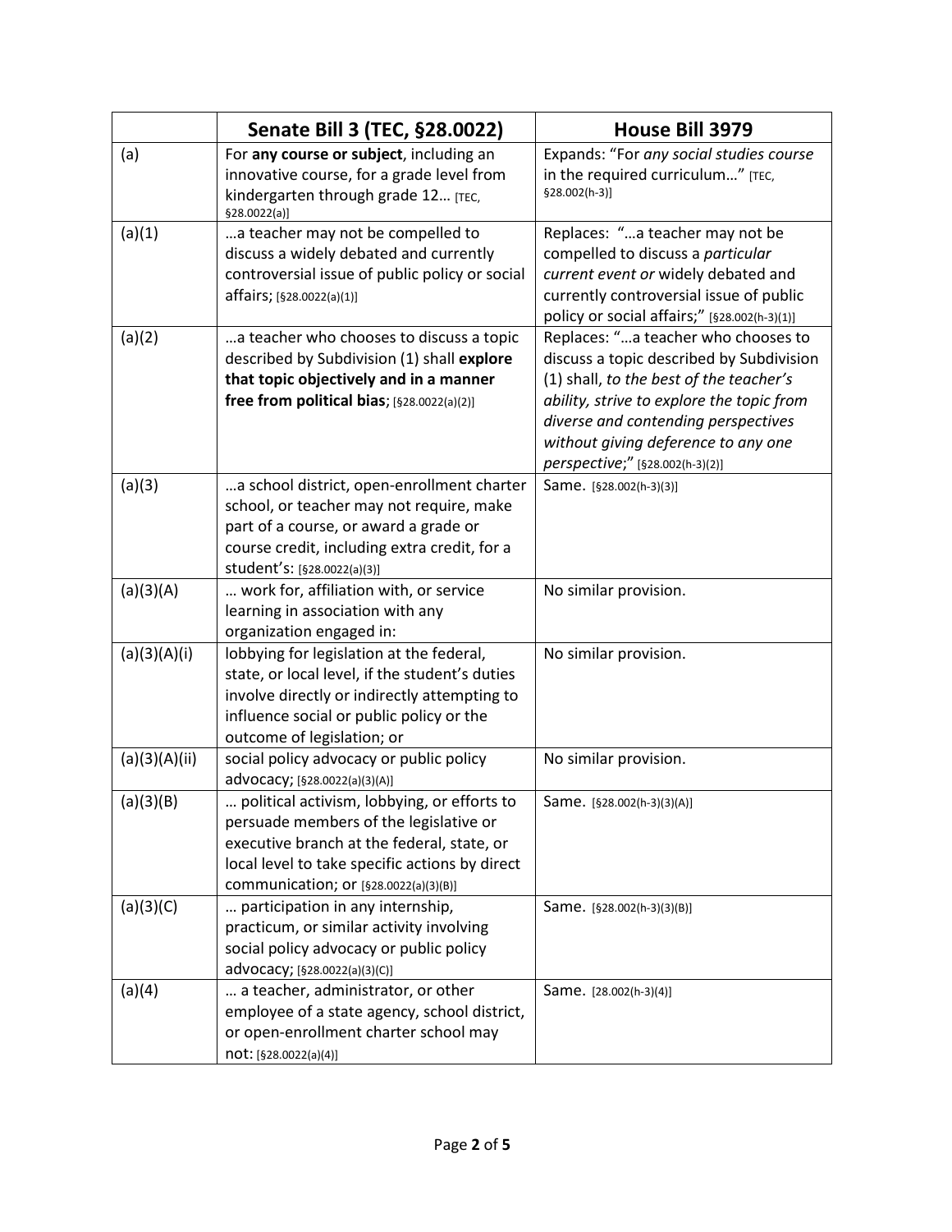| | **Senate Bill 3 (TEC, §28.0022)** | **House Bill 3979** |
|---|---|---|
| (a) | For **any course or subject**, including an innovative course, for a grade level from kindergarten through grade 12… [TEC, §28.0022(a)] | Expands: "For *any social studies course* in the required curriculum…" [TEC, §28.002(h-3)] |
| (a)(1) | …a teacher may not be compelled to discuss a widely debated and currently controversial issue of public policy or social affairs; [§28.0022(a)(1)] | Replaces: "…a teacher may not be compelled to discuss a *particular current event or* widely debated and currently controversial issue of public policy or social affairs;" [§28.002(h-3)(1)] |
| (a)(2) | …a teacher who chooses to discuss a topic described by Subdivision (1) shall **explore that topic objectively and in a manner free from political bias**; [§28.0022(a)(2)] | Replaces: "…a teacher who chooses to discuss a topic described by Subdivision (1) shall, *to the best of the teacher's ability, strive to explore the topic from diverse and contending perspectives without giving deference to any one perspective*;" [§28.002(h-3)(2)] |
| (a)(3) | …a school district, open-enrollment charter school, or teacher may not require, make part of a course, or award a grade or course credit, including extra credit, for a student's: [§28.0022(a)(3)] | Same. [§28.002(h-3)(3)] |
| (a)(3)(A) | … work for, affiliation with, or service learning in association with any organization engaged in: | No similar provision. |
| (a)(3)(A)(i) | lobbying for legislation at the federal, state, or local level, if the student's duties involve directly or indirectly attempting to influence social or public policy or the outcome of legislation; or | No similar provision. |
| (a)(3)(A)(ii) | social policy advocacy or public policy advocacy; [§28.0022(a)(3)(A)] | No similar provision. |
| (a)(3)(B) | … political activism, lobbying, or efforts to persuade members of the legislative or executive branch at the federal, state, or local level to take specific actions by direct communication; or [§28.0022(a)(3)(B)] | Same. [§28.002(h-3)(3)(A)] |
| (a)(3)(C) | … participation in any internship, practicum, or similar activity involving social policy advocacy or public policy advocacy; [§28.0022(a)(3)(C)] | Same. [§28.002(h-3)(3)(B)] |
| (a)(4) | … a teacher, administrator, or other employee of a state agency, school district, or open-enrollment charter school may not: [§28.0022(a)(4)] | Same. [28.002(h-3)(4)] |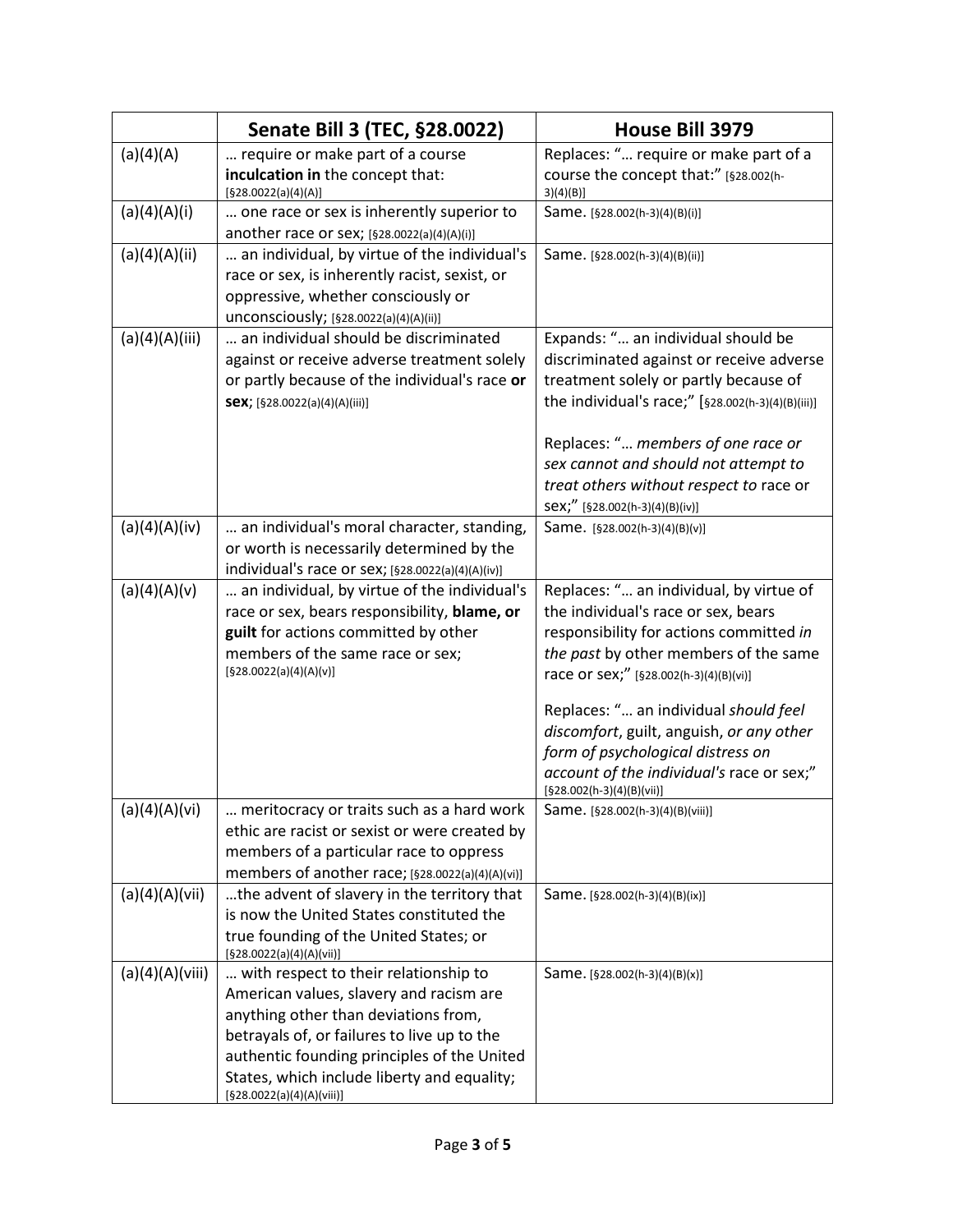| | **Senate Bill 3 (TEC, §28.0022)** | **House Bill 3979** |
|---|---|---|
| (a)(4)(A) | … require or make part of a course **inculcation in** the concept that: [§28.0022(a)(4)(A)] | Replaces: "… require or make part of a course the concept that:" [§28.002(h-3)(4)(B)] |
| (a)(4)(A)(i) | … one race or sex is inherently superior to another race or sex; [§28.0022(a)(4)(A)(i)] | Same. [§28.002(h-3)(4)(B)(i)] |
| (a)(4)(A)(ii) | … an individual, by virtue of the individual's race or sex, is inherently racist, sexist, or oppressive, whether consciously or unconsciously; [§28.0022(a)(4)(A)(ii)] | Same. [§28.002(h-3)(4)(B)(ii)] |
| (a)(4)(A)(iii) | … an individual should be discriminated against or receive adverse treatment solely or partly because of the individual's race **or sex**; [§28.0022(a)(4)(A)(iii)] | Expands: "… an individual should be discriminated against or receive adverse treatment solely or partly because of the individual's race;" [§28.002(h-3)(4)(B)(iii)]<br><br>Replaces: "… *members of one race or sex cannot and should not attempt to treat others without respect to* race or sex;" [§28.002(h-3)(4)(B)(iv)] |
| (a)(4)(A)(iv) | … an individual's moral character, standing, or worth is necessarily determined by the individual's race or sex; [§28.0022(a)(4)(A)(iv)] | Same. [§28.002(h-3)(4)(B)(v)] |
| (a)(4)(A)(v) | … an individual, by virtue of the individual's race or sex, bears responsibility, **blame, or guilt** for actions committed by other members of the same race or sex; [§28.0022(a)(4)(A)(v)] | Replaces: "… an individual, by virtue of the individual's race or sex, bears responsibility for actions committed *in the past* by other members of the same race or sex;" [§28.002(h-3)(4)(B)(vi)]<br><br>Replaces: "… an individual *should feel discomfort*, guilt, anguish, *or any other form of psychological distress on account of the individual's* race or sex;" [§28.002(h-3)(4)(B)(vii)] |
| (a)(4)(A)(vi) | … meritocracy or traits such as a hard work ethic are racist or sexist or were created by members of a particular race to oppress members of another race; [§28.0022(a)(4)(A)(vi)] | Same. [§28.002(h-3)(4)(B)(viii)] |
| (a)(4)(A)(vii) | …the advent of slavery in the territory that is now the United States constituted the true founding of the United States; or [§28.0022(a)(4)(A)(vii)] | Same. [§28.002(h-3)(4)(B)(ix)] |
| (a)(4)(A)(viii) | … with respect to their relationship to American values, slavery and racism are anything other than deviations from, betrayals of, or failures to live up to the authentic founding principles of the United States, which include liberty and equality; [§28.0022(a)(4)(A)(viii)] | Same. [§28.002(h-3)(4)(B)(x)] |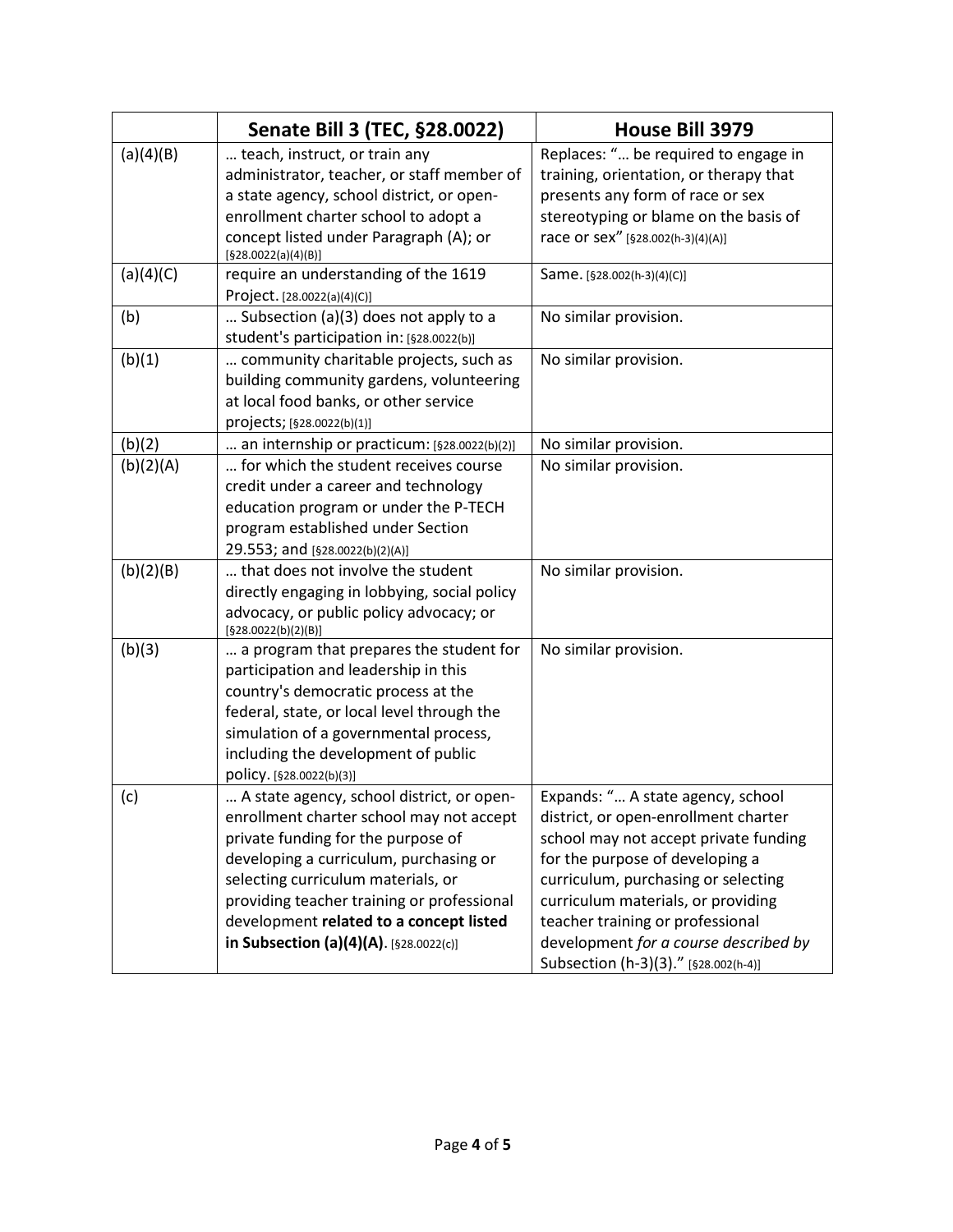| | **Senate Bill 3 (TEC, §28.0022)** | **House Bill 3979** |
|---|---|---|
| (a)(4)(B) | … teach, instruct, or train any administrator, teacher, or staff member of a state agency, school district, or open-enrollment charter school to adopt a concept listed under Paragraph (A); or [§28.0022(a)(4)(B)] | Replaces: "… be required to engage in training, orientation, or therapy that presents any form of race or sex stereotyping or blame on the basis of race or sex" [§28.002(h-3)(4)(A)] |
| (a)(4)(C) | require an understanding of the 1619 Project. [28.0022(a)(4)(C)] | Same. [§28.002(h-3)(4)(C)] |
| (b) | … Subsection (a)(3) does not apply to a student's participation in: [§28.0022(b)] | No similar provision. |
| (b)(1) | … community charitable projects, such as building community gardens, volunteering at local food banks, or other service projects; [§28.0022(b)(1)] | No similar provision. |
| (b)(2) | … an internship or practicum: [§28.0022(b)(2)] | No similar provision. |
| (b)(2)(A) | … for which the student receives course credit under a career and technology education program or under the P-TECH program established under Section 29.553; and [§28.0022(b)(2)(A)] | No similar provision. |
| (b)(2)(B) | … that does not involve the student directly engaging in lobbying, social policy advocacy, or public policy advocacy; or [§28.0022(b)(2)(B)] | No similar provision. |
| (b)(3) | … a program that prepares the student for participation and leadership in this country's democratic process at the federal, state, or local level through the simulation of a governmental process, including the development of public policy. [§28.0022(b)(3)] | No similar provision. |
| (c) | … A state agency, school district, or open-enrollment charter school may not accept private funding for the purpose of developing a curriculum, purchasing or selecting curriculum materials, or providing teacher training or professional development **related to a concept listed in Subsection (a)(4)(A)**. [§28.0022(c)] | Expands: "… A state agency, school district, or open-enrollment charter school may not accept private funding for the purpose of developing a curriculum, purchasing or selecting curriculum materials, or providing teacher training or professional development *for a course described by* Subsection (h-3)(3)." [§28.002(h-4)] |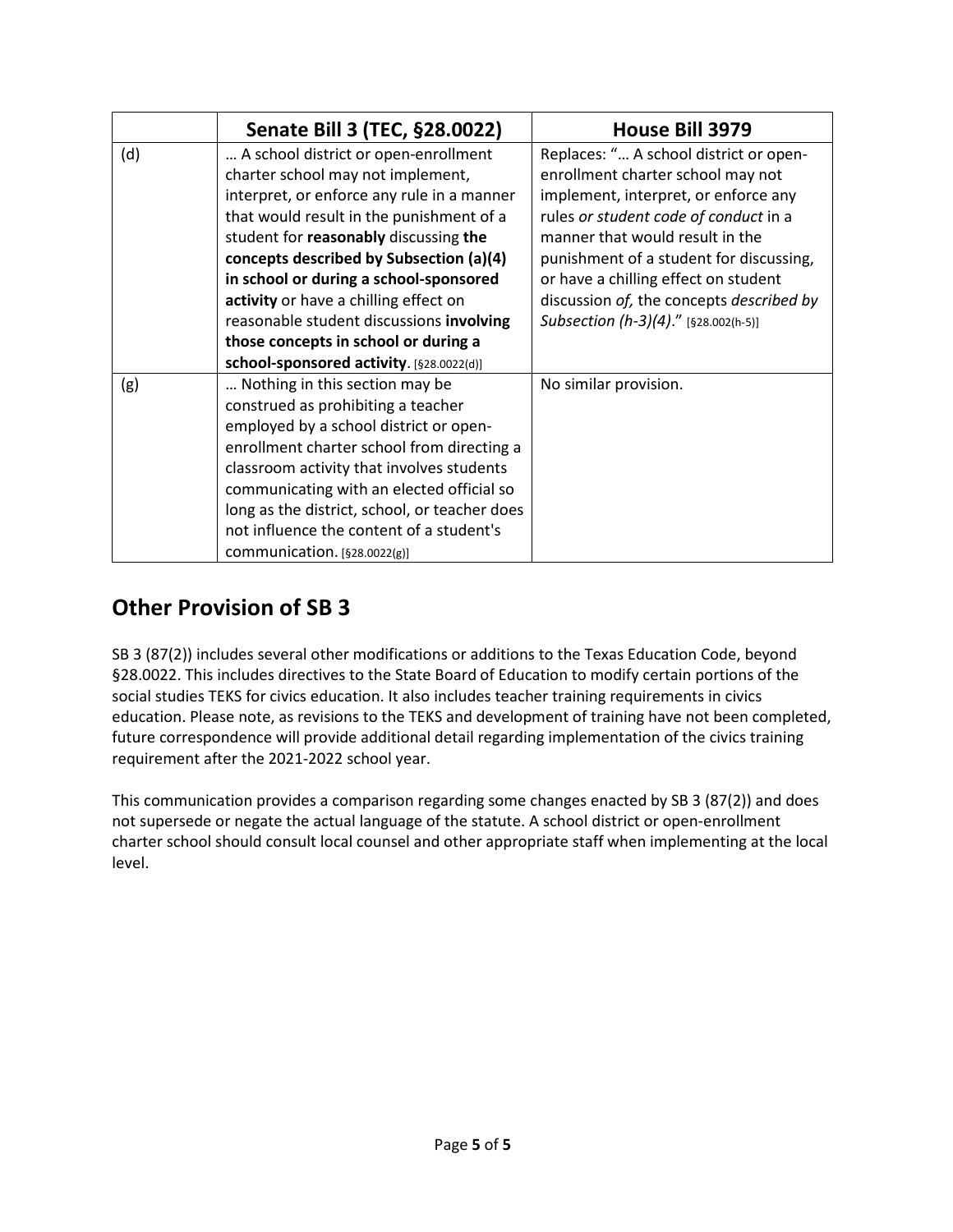| | Senate Bill 3 (TEC, §28.0022) | House Bill 3979 |
|---|---|---|
| (d) | … A school district or open-enrollment charter school may not implement, interpret, or enforce any rule in a manner that would result in the punishment of a student for **reasonably** discussing **the concepts described by Subsection (a)(4) in school or during a school-sponsored activity** or have a chilling effect on reasonable student discussions **involving those concepts in school or during a school-sponsored activity**. [§28.0022(d)] | Replaces: "… A school district or open-enrollment charter school may not implement, interpret, or enforce any rules *or student code of conduct* in a manner that would result in the punishment of a student for discussing, or have a chilling effect on student discussion *of,* the concepts *described by Subsection (h-3)(4)*." [§28.002(h-5)] |
| (g) | … Nothing in this section may be construed as prohibiting a teacher employed by a school district or open-enrollment charter school from directing a classroom activity that involves students communicating with an elected official so long as the district, school, or teacher does not influence the content of a student's communication. [§28.0022(g)] | No similar provision. |

## Other Provision of SB 3

SB 3 (87(2)) includes several other modifications or additions to the Texas Education Code, beyond §28.0022. This includes directives to the State Board of Education to modify certain portions of the social studies TEKS for civics education. It also includes teacher training requirements in civics education. Please note, as revisions to the TEKS and development of training have not been completed, future correspondence will provide additional detail regarding implementation of the civics training requirement after the 2021-2022 school year.

This communication provides a comparison regarding some changes enacted by SB 3 (87(2)) and does not supersede or negate the actual language of the statute. A school district or open-enrollment charter school should consult local counsel and other appropriate staff when implementing at the local level.